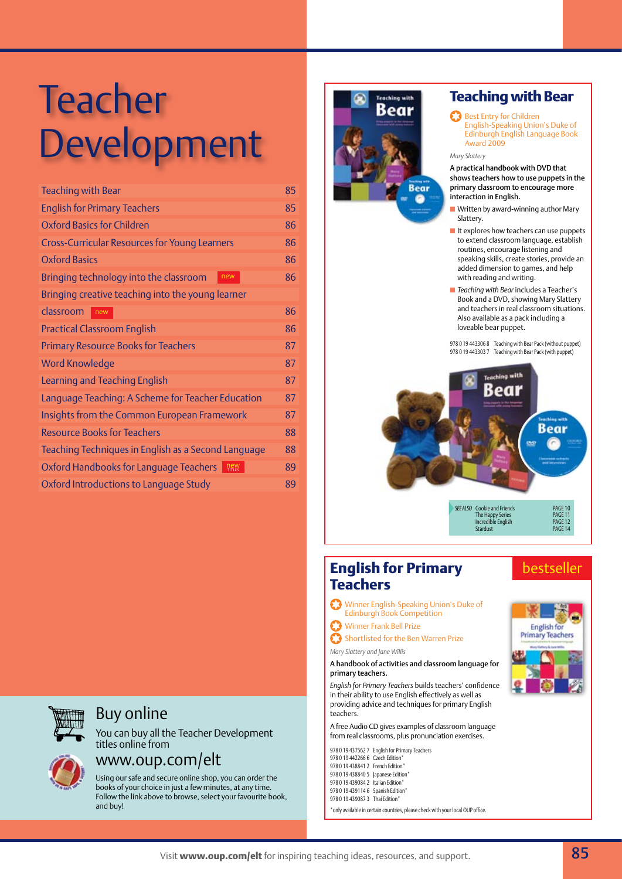# Teacher Development

| | |
|---|---|
| Teaching with Bear | 85 |
| English for Primary Teachers | 85 |
| Oxford Basics for Children | 86 |
| Cross-Curricular Resources for Young Learners | 86 |
| Oxford Basics | 86 |
| Bringing technology into the classroom new | 86 |
| Bringing creative teaching into the young learner classroom new | 86 |
| Practical Classroom English | 86 |
| Primary Resource Books for Teachers | 87 |
| Word Knowledge | 87 |
| Learning and Teaching English | 87 |
| Language Teaching: A Scheme for Teacher Education | 87 |
| Insights from the Common European Framework | 87 |
| Resource Books for Teachers | 88 |
| Teaching Techniques in English as a Second Language | 88 |
| Oxford Handbooks for Language Teachers new TITLES | 89 |
| Oxford Introductions to Language Study | 89 |

## Buy online

You can buy all the Teacher Development titles online from

www.oup.com/elt

Using our safe and secure online shop, you can order the books of your choice in just a few minutes, at any time. Follow the link above to browse, select your favourite book, and buy!

## Teaching with Bear

Best Entry for Children English-Speaking Union's Duke of Edinburgh English Language Book Award 2009

*Mary Slattery*

**A practical handbook with DVD that shows teachers how to use puppets in the primary classroom to encourage more interaction in English.**

- Written by award-winning author Mary Slattery.
- It explores how teachers can use puppets to extend classroom language, establish routines, encourage listening and speaking skills, create stories, provide an added dimension to games, and help with reading and writing.
- *Teaching with Bear* includes a Teacher's Book and a DVD, showing Mary Slattery and teachers in real classroom situations. Also available as a pack including a loveable bear puppet.

978 0 19 443306 8 Teaching with Bear Pack (without puppet)
978 0 19 443303 7 Teaching with Bear Pack (with puppet)

| SEE ALSO | |
|---|---|
| Cookie and Friends | PAGE 10 |
| The Happy Series | PAGE 11 |
| Incredible English | PAGE 12 |
| Stardust | PAGE 14 |

## English for Primary Teachers

bestseller

Winner English-Speaking Union's Duke of Edinburgh Book Competition

Winner Frank Bell Prize

Shortlisted for the Ben Warren Prize

*Mary Slattery and Jane Willis*

**A handbook of activities and classroom language for primary teachers.**

*English for Primary Teachers* builds teachers' confidence in their ability to use English effectively as well as providing advice and techniques for primary English teachers.

A free Audio CD gives examples of classroom language from real classrooms, plus pronunciation exercises.

978 0 19 437562 7 English for Primary Teachers
978 0 19 442266 6 Czech Edition*
978 0 19 438841 2 French Edition*
978 0 19 438840 5 Japanese Edition*
978 0 19 439084 2 Italian Edition*
978 0 19 439114 6 Spanish Edition*
978 0 19 439087 3 Thai Edition*

*only available in certain countries, please check with your local OUP office.

Visit **www.oup.com/elt** for inspiring teaching ideas, resources, and support.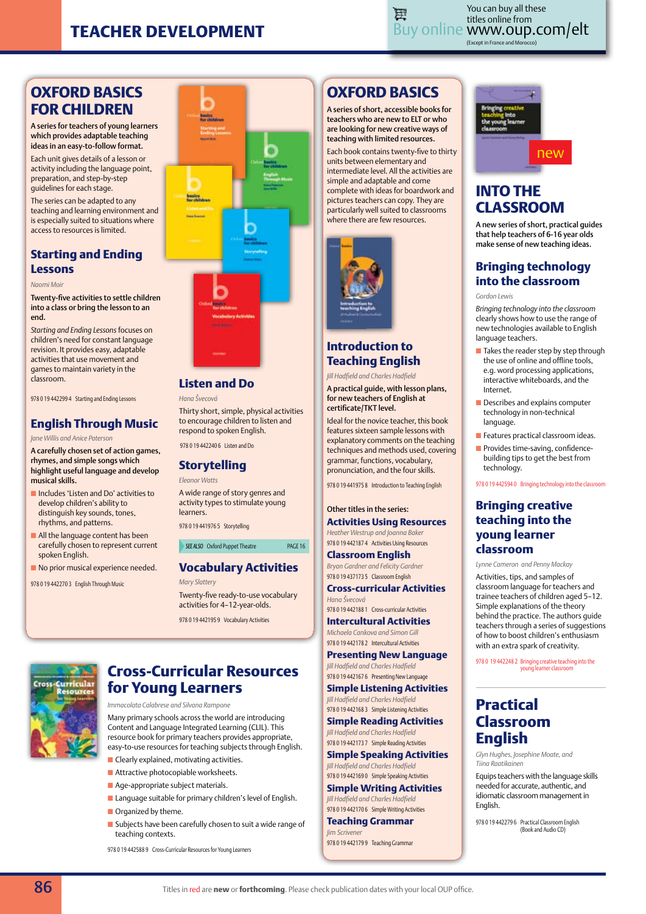# TEACHER DEVELOPMENT

You can buy all these titles online from
Buy online www.oup.com/elt
(Except in France and Morocco)

## OXFORD BASICS FOR CHILDREN

**A series for teachers of young learners which provides adaptable teaching ideas in an easy-to-follow format.**

Each unit gives details of a lesson or activity including the language point, preparation, and step-by-step guidelines for each stage.

The series can be adapted to any teaching and learning environment and is especially suited to situations where access to resources is limited.

### Starting and Ending Lessons

*Naomi Moir*

**Twenty-five activities to settle children into a class or bring the lesson to an end.**

*Starting and Ending Lessons* focuses on children's need for constant language revision. It provides easy, adaptable activities that use movement and games to maintain variety in the classroom.

978 0 19 442299 4 Starting and Ending Lessons

### English Through Music

*Jane Willis and Anice Paterson*

**A carefully chosen set of action games, rhymes, and simple songs which highlight useful language and develop musical skills.**

- Includes 'Listen and Do' activities to develop children's ability to distinguish key sounds, tones, rhythms, and patterns.
- All the language content has been carefully chosen to represent current spoken English.
- No prior musical experience needed.

978 0 19 442270 3 English Through Music

### Listen and Do

*Hana Švecová*

Thirty short, simple, physical activities to encourage children to listen and respond to spoken English.

978 0 19 442240 6 Listen and Do

### Storytelling

*Eleanor Watts*

A wide range of story genres and activity types to stimulate young learners.

978 0 19 441976 5 Storytelling

SEE ALSO Oxford Puppet Theatre PAGE 16

### Vocabulary Activities

*Mary Slattery*

Twenty-five ready-to-use vocabulary activities for 4–12-year-olds.

978 0 19 442195 9 Vocabulary Activities

## Cross-Curricular Resources for Young Learners

*Immacolata Calabrese and Silvana Rampone*

Many primary schools across the world are introducing Content and Language Integrated Learning (CLIL). This resource book for primary teachers provides appropriate, easy-to-use resources for teaching subjects through English.

- Clearly explained, motivating activities.
- Attractive photocopiable worksheets.
- Age-appropriate subject materials.
- Language suitable for primary children's level of English.
- Organized by theme.
- Subjects have been carefully chosen to suit a wide range of teaching contexts.

978 0 19 442588 9 Cross-Curricular Resources for Young Learners

## OXFORD BASICS

**A series of short, accessible books for teachers who are new to ELT or who are looking for new creative ways of teaching with limited resources.**

Each book contains twenty-five to thirty units between elementary and intermediate level. All the activities are simple and adaptable and come complete with ideas for boardwork and pictures teachers can copy. They are particularly well suited to classrooms where there are few resources.

### Introduction to Teaching English

*Jill Hadfield and Charles Hadfield*

**A practical guide, with lesson plans, for new teachers of English at certificate/TKT level.**

Ideal for the novice teacher, this book features sixteen sample lessons with explanatory comments on the teaching techniques and methods used, covering grammar, functions, vocabulary, pronunciation, and the four skills.

978 0 19 441975 8 Introduction to Teaching English

Other titles in the series:

### Activities Using Resources

*Heather Westrup and Joanna Baker*

978 0 19 442187 4 Activities Using Resources

### Classroom English

*Bryan Gardner and Felicity Gardner*

978 0 19 437173 5 Classroom English

### Cross-curricular Activities

*Hana Švecová*

978 0 19 442188 1 Cross-curricular Activities

### Intercultural Activities

*Michaela Cankova and Simon Gill*

978 0 19 442178 2 Intercultural Activities

### Presenting New Language

*Jill Hadfield and Charles Hadfield*

978 0 19 442167 6 Presenting New Language

### Simple Listening Activities

*Jill Hadfield and Charles Hadfield*

978 0 19 442168 3 Simple Listening Activities

### Simple Reading Activities

*Jill Hadfield and Charles Hadfield*

978 0 19 442173 7 Simple Reading Activities

### Simple Speaking Activities

*Jill Hadfield and Charles Hadfield*

978 0 19 442169 0 Simple Speaking Activities

### Simple Writing Activities

*Jill Hadfield and Charles Hadfield*

978 0 19 442170 6 Simple Writing Activities

### Teaching Grammar

*Jim Scrivener*

978 0 19 442179 9 Teaching Grammar

new

## INTO THE CLASSROOM

**A new series of short, practical guides that help teachers of 6-16 year olds make sense of new teaching ideas.**

### Bringing technology into the classroom

*Gordon Lewis*

*Bringing technology into the classroom* clearly shows how to use the range of new technologies available to English language teachers.

- Takes the reader step by step through the use of online and offline tools, e.g. word processing applications, interactive whiteboards, and the Internet.
- Describes and explains computer technology in non-technical language.
- Features practical classroom ideas.
- Provides time-saving, confidence-building tips to get the best from technology.

978 0 19 442594 0 Bringing technology into the classroom

### Bringing creative teaching into the young learner classroom

*Lynne Cameron and Penny Mackay*

Activities, tips, and samples of classroom language for teachers and trainee teachers of children aged 5–12. Simple explanations of the theory behind the practice. The authors guide teachers through a series of suggestions of how to boost children's enthusiasm with an extra spark of creativity.

978 0 19 442248 2 Bringing creative teaching into the young learner classroom

## Practical Classroom English

*Glyn Hughes, Josephine Moate, and Tiina Raatikainen*

Equips teachers with the language skills needed for accurate, authentic, and idiomatic classroom management in English.

978 0 19 442279 6 Practical Classroom English (Book and Audio CD)

Titles in red are **new** or **forthcoming**. Please check publication dates with your local OUP office.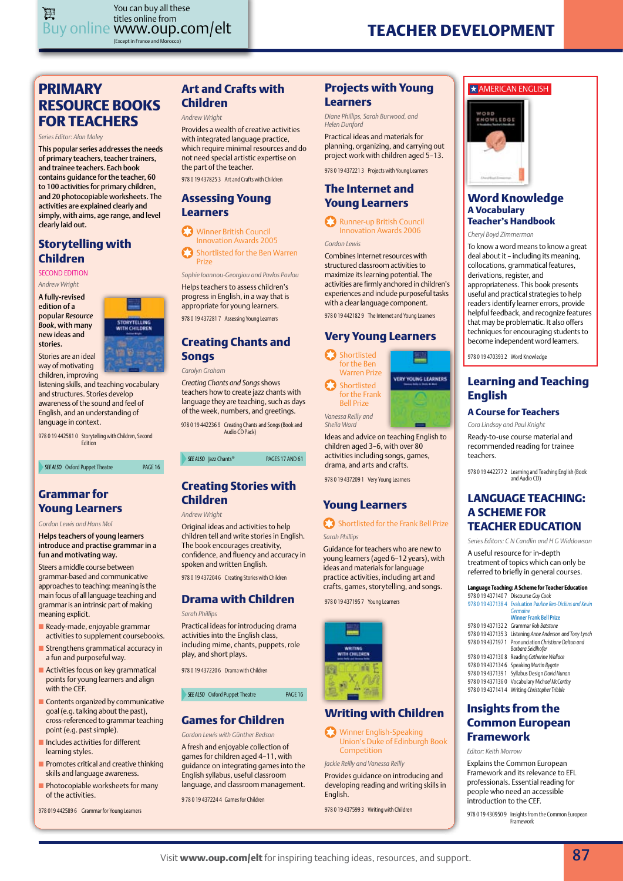# TEACHER DEVELOPMENT

You can buy all these titles online from
Buy online www.oup.com/elt
(Except in France and Morocco)

## PRIMARY RESOURCE BOOKS FOR TEACHERS

*Series Editor: Alan Maley*

**This popular series addresses the needs of primary teachers, teacher trainers, and trainee teachers. Each book contains guidance for the teacher, 60 to 100 activities for primary children, and 20 photocopiable worksheets. The activities are explained clearly and simply, with aims, age range, and level clearly laid out.**

### Storytelling with Children

SECOND EDITION

*Andrew Wright*

**A fully-revised edition of a popular *Resource Book*, with many new ideas and stories.**

Stories are an ideal way of motivating children, improving listening skills, and teaching vocabulary and structures. Stories develop awareness of the sound and feel of English, and an understanding of language in context.

978 0 19 442581 0 Storytelling with Children, Second Edition

SEE ALSO Oxford Puppet Theatre PAGE 16

### Grammar for Young Learners

*Gordon Lewis and Hans Mol*

**Helps teachers of young learners introduce and practise grammar in a fun and motivating way.**

Steers a middle course between grammar-based and communicative approaches to teaching: meaning is the main focus of all language teaching and grammar is an intrinsic part of making meaning explicit.

- Ready-made, enjoyable grammar activities to supplement coursebooks.
- Strengthens grammatical accuracy in a fun and purposeful way.
- Activities focus on key grammatical points for young learners and align with the CEF.
- Contents organized by communicative goal (e.g. talking about the past), cross-referenced to grammar teaching point (e.g. past simple).
- Includes activities for different learning styles.
- Promotes critical and creative thinking skills and language awareness.
- Photocopiable worksheets for many of the activities.

978 019 442589 6 Grammar for Young Learners

### Art and Crafts with Children

*Andrew Wright*

Provides a wealth of creative activities with integrated language practice, which require minimal resources and do not need special artistic expertise on the part of the teacher.

978 0 19 437825 3 Art and Crafts with Children

### Assessing Young Learners

Winner British Council Innovation Awards 2005

Shortlisted for the Ben Warren Prize

*Sophie Ioannou-Georgiou and Pavlos Pavlou*

Helps teachers to assess children's progress in English, in a way that is appropriate for young learners.

978 0 19 437281 7 Assessing Young Learners

### Creating Chants and Songs

*Carolyn Graham*

*Creating Chants and Songs* shows teachers how to create jazz chants with language they are teaching, such as days of the week, numbers, and greetings.

978 0 19 442236 9 Creating Chants and Songs (Book and Audio CD Pack)

SEE ALSO Jazz Chants® PAGES 17 AND 61

### Creating Stories with Children

*Andrew Wright*

Original ideas and activities to help children tell and write stories in English. The book encourages creativity, confidence, and fluency and accuracy in spoken and written English.

978 0 19 437204 6 Creating Stories with Children

### Drama with Children

*Sarah Phillips*

Practical ideas for introducing drama activities into the English class, including mime, chants, puppets, role play, and short plays.

978 0 19 437220 6 Drama with Children

SEE ALSO Oxford Puppet Theatre PAGE 16

### Games for Children

*Gordon Lewis with Günther Bedson*

A fresh and enjoyable collection of games for children aged 4–11, with guidance on integrating games into the English syllabus, useful classroom language, and classroom management.

9 78 0 19 437224 4 Games for Children

### Projects with Young Learners

*Diane Phillips, Sarah Burwood, and Helen Dunford*

Practical ideas and materials for planning, organizing, and carrying out project work with children aged 5–13.

978 0 19 437221 3 Projects with Young Learners

### The Internet and Young Learners

Runner-up British Council Innovation Awards 2006

*Gordon Lewis*

Combines Internet resources with structured classroom activities to maximize its learning potential. The activities are firmly anchored in children's experiences and include purposeful tasks with a clear language component.

978 0 19 442182 9 The Internet and Young Learners

### Very Young Learners

Shortlisted for the Ben Warren Prize

Shortlisted for the Frank Bell Prize

*Vanessa Reilly and Sheila Ward*

Ideas and advice on teaching English to children aged 3–6, with over 80 activities including songs, games, drama, and arts and crafts.

978 0 19 437209 1 Very Young Learners

### Young Learners

Shortlisted for the Frank Bell Prize

*Sarah Phillips*

Guidance for teachers who are new to young learners (aged 6–12 years), with ideas and materials for language practice activities, including art and crafts, games, storytelling, and songs.

978 0 19 437195 7 Young Learners

### Writing with Children

Winner English-Speaking Union's Duke of Edinburgh Book Competition

*Jackie Reilly and Vanessa Reilly*

Provides guidance on introducing and developing reading and writing skills in English.

978 0 19 437599 3 Writing with Children

AMERICAN ENGLISH

### Word Knowledge
#### A Vocabulary Teacher's Handbook

*Cheryl Boyd Zimmerman*

To know a word means to know a great deal about it – including its meaning, collocations, grammatical features, derivations, register, and appropriateness. This book presents useful and practical strategies to help readers identify learner errors, provide helpful feedback, and recognize features that may be problematic. It also offers techniques for encouraging students to become independent word learners.

978 0 19 470393 2 Word Knowledge

### Learning and Teaching English

#### A Course for Teachers

*Cora Lindsay and Paul Knight*

Ready-to-use course material and recommended reading for trainee teachers.

978 0 19 442277 2 Learning and Teaching English (Book and Audio CD)

## LANGUAGE TEACHING: A SCHEME FOR TEACHER EDUCATION

*Series Editors: C N Candlin and H G Widdowson*

A useful resource for in-depth treatment of topics which can only be referred to briefly in general courses.

**Language Teaching: A Scheme for Teacher Education**

978 0 19 437140 7 Discourse *Guy Cook*
978 0 19 437138 4 Evaluation *Pauline Rea-Dickins and Kevin Germaine*
**Winner Frank Bell Prize**
978 0 19 437132 2 Grammar *Rob Batstone*
978 0 19 437135 3 Listening *Anne Anderson and Tony Lynch*
978 0 19 437197 1 Pronunciation *Christiane Dalton and Barbara Seidlhofer*
978 0 19 437130 8 Reading *Catherine Wallace*
978 0 19 437134 6 Speaking *Martin Bygate*
978 0 19 437139 1 Syllabus Design *David Nunan*
978 0 19 437136 0 Vocabulary *Michael McCarthy*
978 0 19 437141 4 Writing *Christopher Tribble*

### Insights from the Common European Framework

*Editor: Keith Morrow*

Explains the Common European Framework and its relevance to EFL professionals. Essential reading for people who need an accessible introduction to the CEF.

978 0 19 430950 9 Insights from the Common European Framework

Visit **www.oup.com/elt** for inspiring teaching ideas, resources, and support.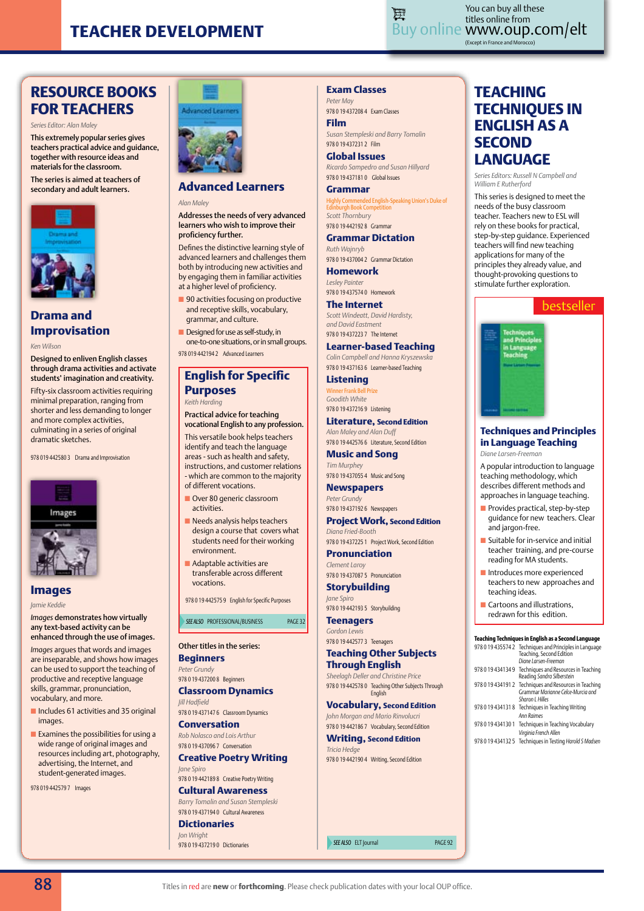# TEACHER DEVELOPMENT

You can buy all these titles online from
Buy online www.oup.com/elt
(Except in France and Morocco)

## RESOURCE BOOKS FOR TEACHERS

*Series Editor: Alan Maley*

This extremely popular series gives teachers practical advice and guidance, together with resource ideas and materials for the classroom.

The series is aimed at teachers of secondary and adult learners.

### Drama and Improvisation

*Ken Wilson*

Designed to enliven English classes through drama activities and activate students' imagination and creativity.

Fifty-six classroom activities requiring minimal preparation, ranging from shorter and less demanding to longer and more complex activities, culminating in a series of original dramatic sketches.

978 0 19 442580 3 Drama and Improvisation

### Images

*Jamie Keddie*

*Images* demonstrates how virtually any text-based activity can be enhanced through the use of images.

*Images* argues that words and images are inseparable, and shows how images can be used to support the teaching of productive and receptive language skills, grammar, pronunciation, vocabulary, and more.

- Includes 61 activities and 35 original images.
- Examines the possibilities for using a wide range of original images and resources including art, photography, advertising, the Internet, and student-generated images.

978 0 19 442579 7 Images

### Advanced Learners

*Alan Maley*

Addresses the needs of very advanced learners who wish to improve their proficiency further.

Defines the distinctive learning style of advanced learners and challenges them both by introducing new activities and by engaging them in familiar activities at a higher level of proficiency.

- 90 activities focusing on productive and receptive skills, vocabulary, grammar, and culture.
- Designed for use as self-study, in one-to-one situations, or in small groups.

978 0 19 442194 2 Advanced Learners

### English for Specific Purposes

*Keith Harding*

Practical advice for teaching vocational English to any profession.

This versatile book helps teachers identify and teach the language areas - such as health and safety, instructions, and customer relations - which are common to the majority of different vocations.

- Over 80 generic classroom activities.
- Needs analysis helps teachers design a course that covers what students need for their working environment.
- Adaptable activities are transferable across different vocations.

978 0 19 442575 9 English for Specific Purposes

*SEE ALSO* PROFESSIONAL/BUSINESS PAGE 32

Other titles in the series:

### Beginners

*Peter Grundy*

978 0 19 437200 8 Beginners

### Classroom Dynamics

*Jill Hadfield*

978 0 19 437147 6 Classroom Dynamics

### Conversation

*Rob Nolasco and Lois Arthur*

978 0 19 437096 7 Conversation

### Creative Poetry Writing

*Jane Spiro*

978 0 19 442189 8 Creative Poetry Writing

### Cultural Awareness

*Barry Tomalin and Susan Stempleski*

978 0 19 437194 0 Cultural Awareness

### Dictionaries

*Jon Wright*

978 0 19 437219 0 Dictionaries

### Exam Classes

*Peter May*

978 0 19 437208 4 Exam Classes

### Film

*Susan Stempleski and Barry Tomalin*

978 0 19 437231 2 Film

### Global Issues

*Ricardo Sampedro and Susan Hillyard*

978 0 19 437181 0 Global Issues

### Grammar

Highly Commended English-Speaking Union's Duke of Edinburgh Book Competition

*Scott Thornbury*

978 0 19 442192 8 Grammar

### Grammar Dictation

*Ruth Wajnryb*

978 0 19 437004 2 Grammar Dictation

### Homework

*Lesley Painter*

978 0 19 437574 0 Homework

### The Internet

*Scott Windeatt, David Hardisty, and David Eastment*

978 0 19 437223 7 The Internet

### Learner-based Teaching

*Colin Campbell and Hanna Kryszewska*

978 0 19 437163 6 Learner-based Teaching

### Listening

Winner Frank Bell Prize

*Goodith White*

978 0 19 437216 9 Listening

### Literature, Second Edition

*Alan Maley and Alan Duff*

978 0 19 442576 6 Literature, Second Edition

### Music and Song

*Tim Murphey*

978 0 19 437055 4 Music and Song

### Newspapers

*Peter Grundy*

978 0 19 437192 6 Newspapers

### Project Work, Second Edition

*Diana Fried-Booth*

978 0 19 437225 1 Project Work, Second Edition

### Pronunciation

*Clement Laroy*

978 0 19 437087 5 Pronunciation

### Storybuilding

*Jane Spiro*

978 0 19 442193 5 Storybuilding

### Teenagers

*Gordon Lewis*

978 0 19 442577 3 Teenagers

### Teaching Other Subjects Through English

*Sheelagh Deller and Christine Price*

978 0 19 442578 0 Teaching Other Subjects Through English

### Vocabulary, Second Edition

*John Morgan and Mario Rinvolucri*

978 0 19 442186 7 Vocabulary, Second Edition

### Writing, Second Edition

*Tricia Hedge*

978 0 19 442190 4 Writing, Second Edition

*SEE ALSO* ELT Journal PAGE 92

## TEACHING TECHNIQUES IN ENGLISH AS A SECOND LANGUAGE

*Series Editors: Russell N Campbell and William E Rutherford*

This series is designed to meet the needs of the busy classroom teacher. Teachers new to ESL will rely on these books for practical, step-by-step guidance. Experienced teachers will find new teaching applications for many of the principles they already value, and thought-provoking questions to stimulate further exploration.

bestseller

### Techniques and Principles in Language Teaching

*Diane Larsen-Freeman*

A popular introduction to language teaching methodology, which describes different methods and approaches in language teaching.

- Provides practical, step-by-step guidance for new teachers. Clear and jargon-free.
- Suitable for in-service and initial teacher training, and pre-course reading for MA students.
- Introduces more experienced teachers to new approaches and teaching ideas.
- Cartoons and illustrations, redrawn for this edition.

**Teaching Techniques in English as a Second Language**

978 0 19 435574 2 Techniques and Principles in Language Teaching, Second Edition *Diane Larsen-Freeman*
978 0 19 434134 9 Techniques and Resources in Teaching Reading *Sandra Silberstein*
978 0 19 434191 2 Techniques and Resources in Teaching Grammar *Marianne Celce-Murcia and Sharon L Hilles*
978 0 19 434131 8 Techniques in Teaching Writing *Ann Raimes*
978 0 19 434130 1 Techniques in Teaching Vocabulary *Virginia French Allen*
978 0 19 434132 5 Techniques in Testing *Harold S Madsen*

Titles in red are **new** or **forthcoming**. Please check publication dates with your local OUP office.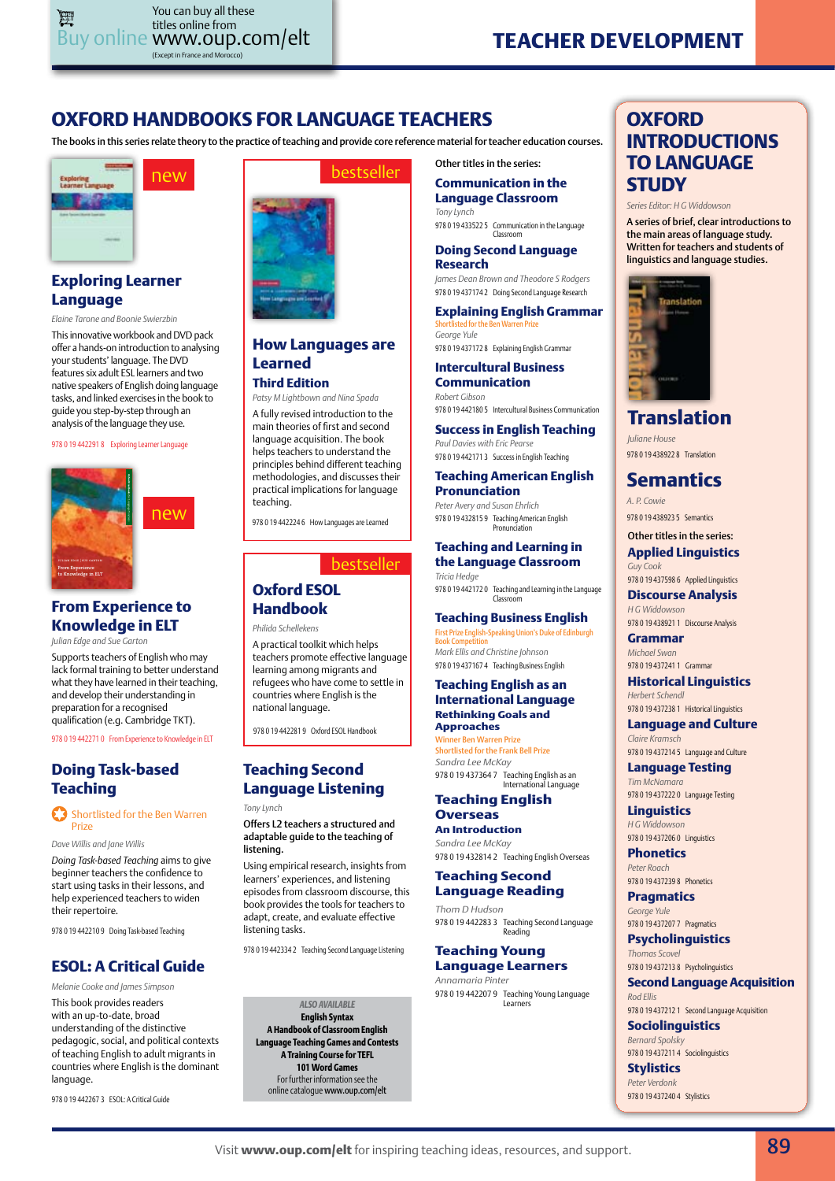You can buy all these titles online from
Buy online www.oup.com/elt
(Except in France and Morocco)

# TEACHER DEVELOPMENT

## OXFORD HANDBOOKS FOR LANGUAGE TEACHERS

**The books in this series relate theory to the practice of teaching and provide core reference material for teacher education courses.**

new

### Exploring Learner Language

*Elaine Tarone and Boonie Swierzbin*

This innovative workbook and DVD pack offer a hands-on introduction to analysing your students' language. The DVD features six adult ESL learners and two native speakers of English doing language tasks, and linked exercises in the book to guide you step-by-step through an analysis of the language they use.

978 0 19 442291 8 Exploring Learner Language

new

### From Experience to Knowledge in ELT

*Julian Edge and Sue Garton*

Supports teachers of English who may lack formal training to better understand what they have learned in their teaching, and develop their understanding in preparation for a recognised qualification (e.g. Cambridge TKT).

978 0 19 442271 0 From Experience to Knowledge in ELT

### Doing Task-based Teaching

Shortlisted for the Ben Warren Prize

*Dave Willis and Jane Willis*

*Doing Task-based Teaching* aims to give beginner teachers the confidence to start using tasks in their lessons, and help experienced teachers to widen their repertoire.

978 0 19 442210 9 Doing Task-based Teaching

### ESOL: A Critical Guide

*Melanie Cooke and James Simpson*

This book provides readers with an up-to-date, broad understanding of the distinctive pedagogic, social, and political contexts of teaching English to adult migrants in countries where English is the dominant language.

978 0 19 442267 3 ESOL: A Critical Guide

bestseller

### How Languages are Learned

#### Third Edition

*Patsy M Lightbown and Nina Spada*

A fully revised introduction to the main theories of first and second language acquisition. The book helps teachers to understand the principles behind different teaching methodologies, and discusses their practical implications for language teaching.

978 0 19 442224 6 How Languages are Learned

bestseller

### Oxford ESOL Handbook

*Philida Schellekens*

A practical toolkit which helps teachers promote effective language learning among migrants and refugees who have come to settle in countries where English is the national language.

978 0 19 442281 9 Oxford ESOL Handbook

### Teaching Second Language Listening

*Tony Lynch*

**Offers L2 teachers a structured and adaptable guide to the teaching of listening.**

Using empirical research, insights from learners' experiences, and listening episodes from classroom discourse, this book provides the tools for teachers to adapt, create, and evaluate effective listening tasks.

978 0 19 442334 2 Teaching Second Language Listening

*ALSO AVAILABLE*
**English Syntax**
**A Handbook of Classroom English**
**Language Teaching Games and Contests**
**A Training Course for TEFL**
**101 Word Games**
For further information see the online catalogue **www.oup.com/elt**

**Other titles in the series:**

**Communication in the Language Classroom**
*Tony Lynch*
978 0 19 433522 5 Communication in the Language Classroom

**Doing Second Language Research**
*James Dean Brown and Theodore S Rodgers*
978 0 19 437174 2 Doing Second Language Research

**Explaining English Grammar**
Shortlisted for the Ben Warren Prize
*George Yule*
978 0 19 437172 8 Explaining English Grammar

**Intercultural Business Communication**
*Robert Gibson*
978 0 19 442180 5 Intercultural Business Communication

**Success in English Teaching**
*Paul Davies with Eric Pearse*
978 0 19 442171 3 Success in English Teaching

**Teaching American English Pronunciation**
*Peter Avery and Susan Ehrlich*
978 0 19 432815 9 Teaching American English Pronunciation

**Teaching and Learning in the Language Classroom**
*Tricia Hedge*
978 0 19 442172 0 Teaching and Learning in the Language Classroom

**Teaching Business English**
First Prize English-Speaking Union's Duke of Edinburgh Book Competition
*Mark Ellis and Christine Johnson*
978 0 19 437167 4 Teaching Business English

**Teaching English as an International Language**
**Rethinking Goals and Approaches**
Winner Ben Warren Prize
Shortlisted for the Frank Bell Prize
*Sandra Lee McKay*
978 0 19 437364 7 Teaching English as an International Language

**Teaching English Overseas**
**An Introduction**
*Sandra Lee McKay*
978 0 19 432814 2 Teaching English Overseas

**Teaching Second Language Reading**
*Thom D Hudson*
978 0 19 442283 3 Teaching Second Language Reading

**Teaching Young Language Learners**
*Annamaria Pinter*
978 0 19 442207 9 Teaching Young Language Learners

## OXFORD INTRODUCTIONS TO LANGUAGE STUDY

*Series Editor: H G Widdowson*

A series of brief, clear introductions to the main areas of language study. Written for teachers and students of linguistics and language studies.

### Translation

*Juliane House*
978 0 19 438922 8 Translation

### Semantics

*A. P. Cowie*
978 0 19 438923 5 Semantics

**Other titles in the series:**

**Applied Linguistics**
*Guy Cook*
978 0 19 437598 6 Applied Linguistics

**Discourse Analysis**
*H G Widdowson*
978 0 19 438921 1 Discourse Analysis

**Grammar**
*Michael Swan*
978 0 19 437241 1 Grammar

**Historical Linguistics**
*Herbert Schendl*
978 0 19 437238 1 Historical Linguistics

**Language and Culture**
*Claire Kramsch*
978 0 19 437214 5 Language and Culture

**Language Testing**
*Tim McNamara*
978 0 19 437222 0 Language Testing

**Linguistics**
*H G Widdowson*
978 0 19 437206 0 Linguistics

**Phonetics**
*Peter Roach*
978 0 19 437239 8 Phonetics

**Pragmatics**
*George Yule*
978 0 19 437207 7 Pragmatics

**Psycholinguistics**
*Thomas Scovel*
978 0 19 437213 8 Psycholinguistics

**Second Language Acquisition**
*Rod Ellis*
978 0 19 437212 1 Second Language Acquisition

**Sociolinguistics**
*Bernard Spolsky*
978 0 19 437211 4 Sociolinguistics

**Stylistics**
*Peter Verdonk*
978 0 19 437240 4 Stylistics

Visit **www.oup.com/elt** for inspiring teaching ideas, resources, and support.